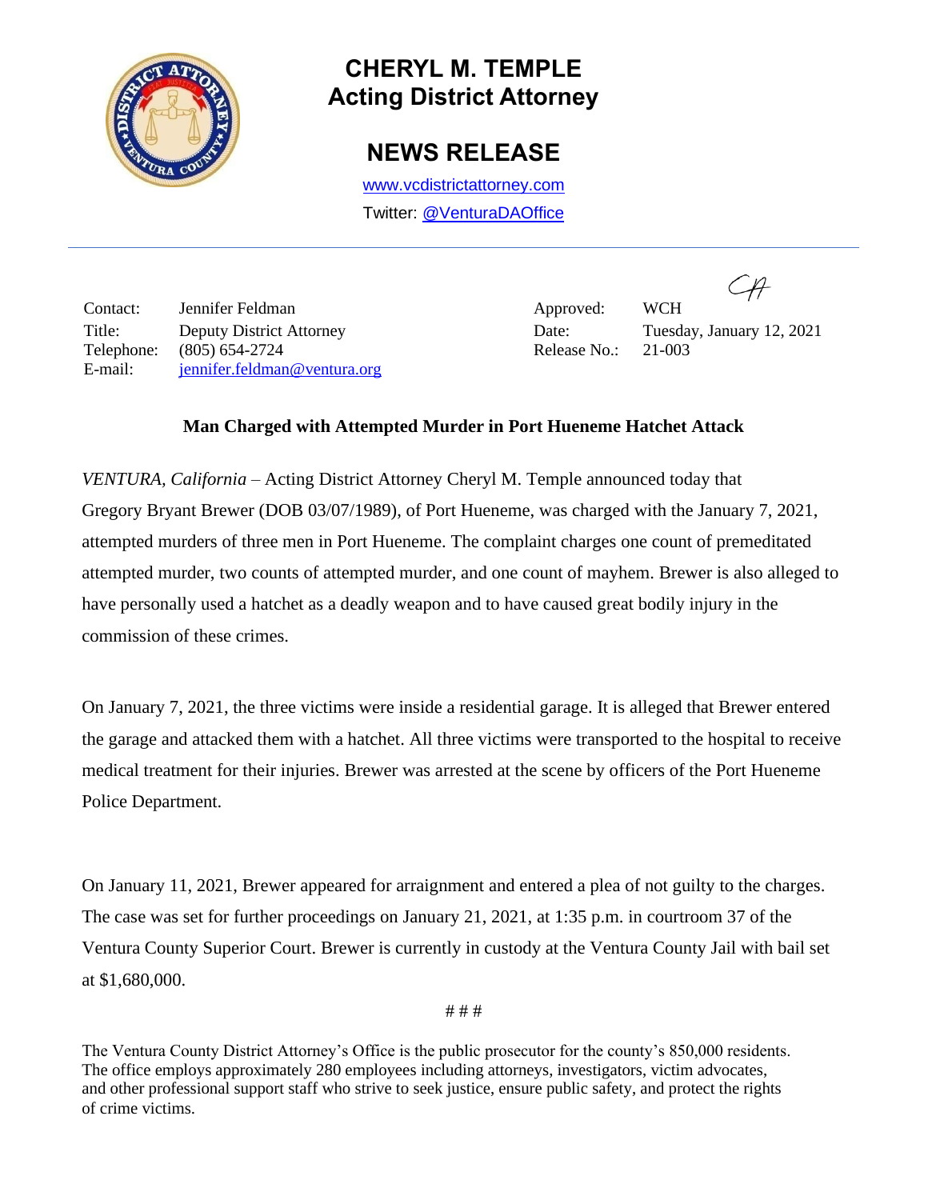# CHERYL M. TEMPLE
## Acting District Attorney

# NEWS RELEASE

www.vcdistrictattorney.com
Twitter: @VenturaDAOffice

| | | | |
|---|---|---|---|
| Contact: | Jennifer Feldman | Approved: | WCH |
| Title: | Deputy District Attorney | Date: | Tuesday, January 12, 2021 |
| Telephone: | (805) 654-2724 | Release No.: | 21-003 |
| E-mail: | jennifer.feldman@ventura.org | | |

**Man Charged with Attempted Murder in Port Hueneme Hatchet Attack**

*VENTURA, California* – Acting District Attorney Cheryl M. Temple announced today that Gregory Bryant Brewer (DOB 03/07/1989), of Port Hueneme, was charged with the January 7, 2021, attempted murders of three men in Port Hueneme. The complaint charges one count of premeditated attempted murder, two counts of attempted murder, and one count of mayhem. Brewer is also alleged to have personally used a hatchet as a deadly weapon and to have caused great bodily injury in the commission of these crimes.

On January 7, 2021, the three victims were inside a residential garage. It is alleged that Brewer entered the garage and attacked them with a hatchet. All three victims were transported to the hospital to receive medical treatment for their injuries. Brewer was arrested at the scene by officers of the Port Hueneme Police Department.

On January 11, 2021, Brewer appeared for arraignment and entered a plea of not guilty to the charges. The case was set for further proceedings on January 21, 2021, at 1:35 p.m. in courtroom 37 of the Ventura County Superior Court. Brewer is currently in custody at the Ventura County Jail with bail set at $1,680,000.

# # #

The Ventura County District Attorney's Office is the public prosecutor for the county's 850,000 residents. The office employs approximately 280 employees including attorneys, investigators, victim advocates, and other professional support staff who strive to seek justice, ensure public safety, and protect the rights of crime victims.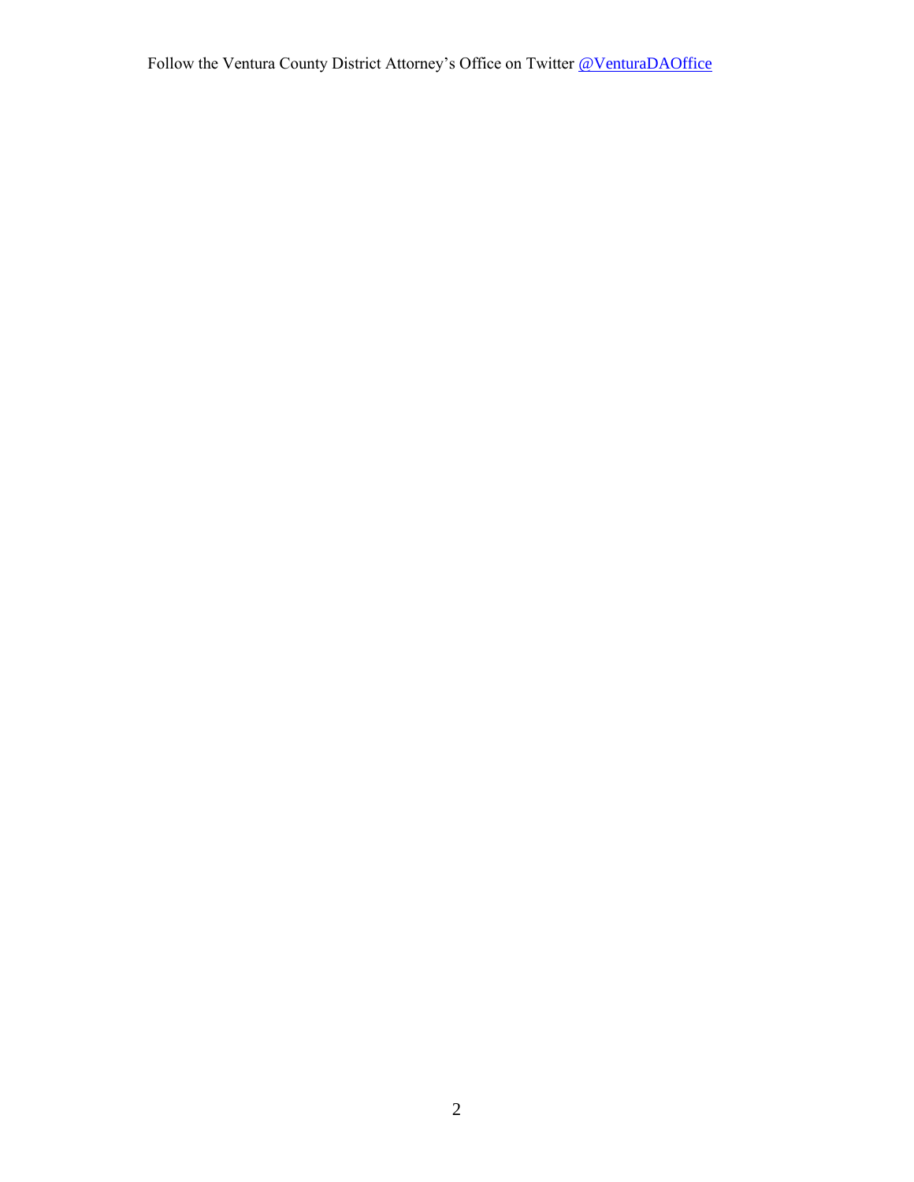Follow the Ventura County District Attorney’s Office on Twitter [@VenturaDAOffice](https://twitter.com/VenturaDAOffice)